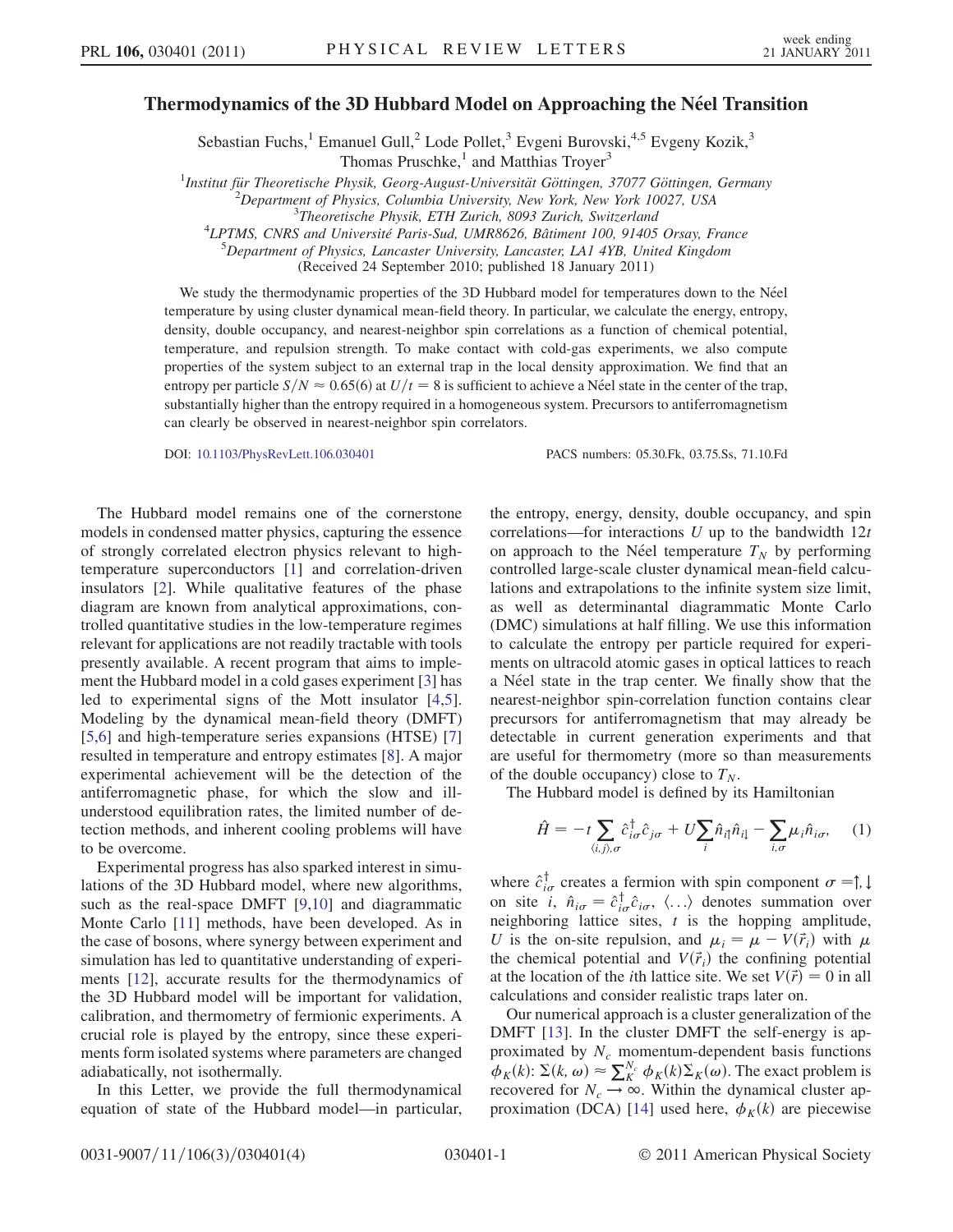# Thermodynamics of the 3D Hubbard Model on Approaching the Néel Transition

Sebastian Fuchs,[1] Emanuel Gull,[2] Lode Pollet,[3] Evgeni Burovski,[4,5] Evgeny Kozik,[3] Thomas Pruschke,[1] and Matthias Troyer[3]

[1]Institut für Theoretische Physik, Georg-August-Universität Göttingen, 37077 Göttingen, Germany
[2]Department of Physics, Columbia University, New York, New York 10027, USA
[3]Theoretische Physik, ETH Zurich, 8093 Zurich, Switzerland
[4]LPTMS, CNRS and Université Paris-Sud, UMR8626, Bâtiment 100, 91405 Orsay, France
[5]Department of Physics, Lancaster University, Lancaster, LA1 4YB, United Kingdom
(Received 24 September 2010; published 18 January 2011)

We study the thermodynamic properties of the 3D Hubbard model for temperatures down to the Néel temperature by using cluster dynamical mean-field theory. In particular, we calculate the energy, entropy, density, double occupancy, and nearest-neighbor spin correlations as a function of chemical potential, temperature, and repulsion strength. To make contact with cold-gas experiments, we also compute properties of the system subject to an external trap in the local density approximation. We find that an entropy per particle $S/N \approx 0.65(6)$ at $U/t = 8$ is sufficient to achieve a Néel state in the center of the trap, substantially higher than the entropy required in a homogeneous system. Precursors to antiferromagnetism can clearly be observed in nearest-neighbor spin correlators.

DOI: 10.1103/PhysRevLett.106.030401 PACS numbers: 05.30.Fk, 03.75.Ss, 71.10.Fd

The Hubbard model remains one of the cornerstone models in condensed matter physics, capturing the essence of strongly correlated electron physics relevant to high-temperature superconductors [1] and correlation-driven insulators [2]. While qualitative features of the phase diagram are known from analytical approximations, controlled quantitative studies in the low-temperature regimes relevant for applications are not readily tractable with tools presently available. A recent program that aims to implement the Hubbard model in a cold gases experiment [3] has led to experimental signs of the Mott insulator [4,5]. Modeling by the dynamical mean-field theory (DMFT) [5,6] and high-temperature series expansions (HTSE) [7] resulted in temperature and entropy estimates [8]. A major experimental achievement will be the detection of the antiferromagnetic phase, for which the slow and ill-understood equilibration rates, the limited number of detection methods, and inherent cooling problems will have to be overcome.

Experimental progress has also sparked interest in simulations of the 3D Hubbard model, where new algorithms, such as the real-space DMFT [9,10] and diagrammatic Monte Carlo [11] methods, have been developed. As in the case of bosons, where synergy between experiment and simulation has led to quantitative understanding of experiments [12], accurate results for the thermodynamics of the 3D Hubbard model will be important for validation, calibration, and thermometry of fermionic experiments. A crucial role is played by the entropy, since these experiments form isolated systems where parameters are changed adiabatically, not isothermally.

In this Letter, we provide the full thermodynamical equation of state of the Hubbard model—in particular, the entropy, energy, density, double occupancy, and spin correlations—for interactions $U$ up to the bandwidth $12t$ on approach to the Néel temperature $T_N$ by performing controlled large-scale cluster dynamical mean-field calculations and extrapolations to the infinite system size limit, as well as determinantal diagrammatic Monte Carlo (DMC) simulations at half filling. We use this information to calculate the entropy per particle required for experiments on ultracold atomic gases in optical lattices to reach a Néel state in the trap center. We finally show that the nearest-neighbor spin-correlation function contains clear precursors for antiferromagnetism that may already be detectable in current generation experiments and that are useful for thermometry (more so than measurements of the double occupancy) close to $T_N$.

The Hubbard model is defined by its Hamiltonian

$$\hat{H} = -t \sum_{\langle i,j\rangle,\sigma} \hat{c}_{i\sigma}^{\dagger}\hat{c}_{j\sigma} + U\sum_{i}\hat{n}_{i\uparrow}\hat{n}_{i\downarrow} - \sum_{i,\sigma}\mu_i \hat{n}_{i\sigma}, \quad (1)$$

where $\hat{c}_{i\sigma}^{\dagger}$ creates a fermion with spin component $\sigma = \uparrow, \downarrow$ on site $i$, $\hat{n}_{i\sigma} = \hat{c}_{i\sigma}^{\dagger}\hat{c}_{i\sigma}$, $\langle \ldots \rangle$ denotes summation over neighboring lattice sites, $t$ is the hopping amplitude, $U$ is the on-site repulsion, and $\mu_i = \mu - V(\vec{r}_i)$ with $\mu$ the chemical potential and $V(\vec{r}_i)$ the confining potential at the location of the $i$th lattice site. We set $V(\vec{r}) = 0$ in all calculations and consider realistic traps later on.

Our numerical approach is a cluster generalization of the DMFT [13]. In the cluster DMFT the self-energy is approximated by $N_c$ momentum-dependent basis functions $\phi_K(k)$: $\Sigma(k, \omega) \approx \sum_K^{N_c} \phi_K(k)\Sigma_K(\omega)$. The exact problem is recovered for $N_c \to \infty$. Within the dynamical cluster approximation (DCA) [14] used here, $\phi_K(k)$ are piecewise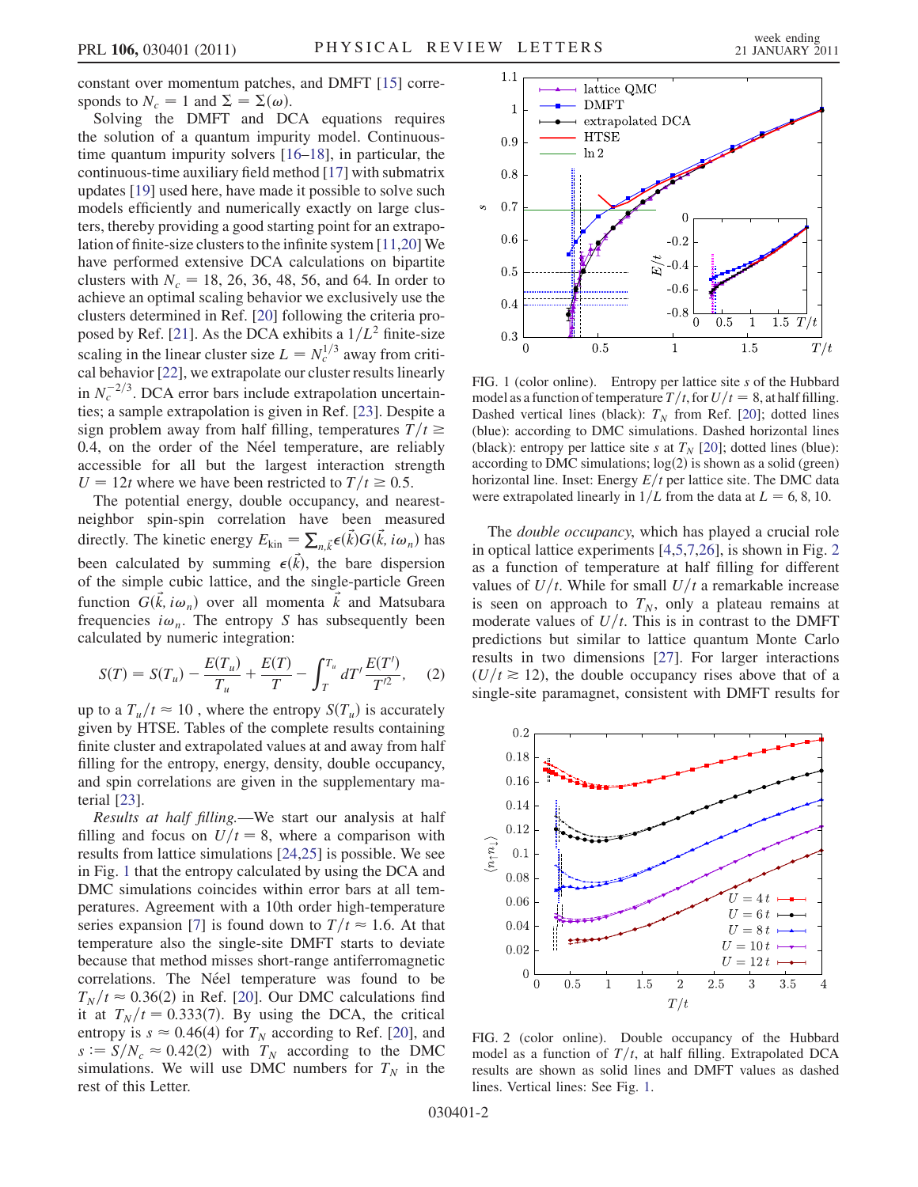constant over momentum patches, and DMFT [15] corresponds to $N_c = 1$ and $\Sigma = \Sigma(\omega)$.

Solving the DMFT and DCA equations requires the solution of a quantum impurity model. Continuous-time quantum impurity solvers [16–18], in particular, the continuous-time auxiliary field method [17] with submatrix updates [19] used here, have made it possible to solve such models efficiently and numerically exactly on large clusters, thereby providing a good starting point for an extrapolation of finite-size clusters to the infinite system [11,20] We have performed extensive DCA calculations on bipartite clusters with $N_c = 18$, 26, 36, 48, 56, and 64. In order to achieve an optimal scaling behavior we exclusively use the clusters determined in Ref. [20] following the criteria proposed by Ref. [21]. As the DCA exhibits a $1/L^2$ finite-size scaling in the linear cluster size $L = N_c^{1/3}$ away from critical behavior [22], we extrapolate our cluster results linearly in $N_c^{-2/3}$. DCA error bars include extrapolation uncertainties; a sample extrapolation is given in Ref. [23]. Despite a sign problem away from half filling, temperatures $T/t \geq 0.4$, on the order of the Néel temperature, are reliably accessible for all but the largest interaction strength $U = 12t$ where we have been restricted to $T/t \geq 0.5$.

The potential energy, double occupancy, and nearest-neighbor spin-spin correlation have been measured directly. The kinetic energy $E_{\text{kin}} = \sum_{n,\vec{k}} \epsilon(\vec{k}) G(\vec{k}, i\omega_n)$ has been calculated by summing $\epsilon(\vec{k})$, the bare dispersion of the simple cubic lattice, and the single-particle Green function $G(\vec{k}, i\omega_n)$ over all momenta $\vec{k}$ and Matsubara frequencies $i\omega_n$. The entropy $S$ has subsequently been calculated by numeric integration:

$$S(T) = S(T_u) - \frac{E(T_u)}{T_u} + \frac{E(T)}{T} - \int_T^{T_u} dT' \frac{E(T')}{T'^2}, \qquad (2)$$

up to a $T_u/t \approx 10$ , where the entropy $S(T_u)$ is accurately given by HTSE. Tables of the complete results containing finite cluster and extrapolated values at and away from half filling for the entropy, energy, density, double occupancy, and spin correlations are given in the supplementary material [23].

*Results at half filling.*—We start our analysis at half filling and focus on $U/t = 8$, where a comparison with results from lattice simulations [24,25] is possible. We see in Fig. 1 that the entropy calculated by using the DCA and DMC simulations coincides within error bars at all temperatures. Agreement with a 10th order high-temperature series expansion [7] is found down to $T/t \approx 1.6$. At that temperature also the single-site DMFT starts to deviate because that method misses short-range antiferromagnetic correlations. The Néel temperature was found to be $T_N/t \approx 0.36(2)$ in Ref. [20]. Our DMC calculations find it at $T_N/t = 0.333(7)$. By using the DCA, the critical entropy is $s \approx 0.46(4)$ for $T_N$ according to Ref. [20], and $s := S/N_c \approx 0.42(2)$ with $T_N$ according to the DMC simulations. We will use DMC numbers for $T_N$ in the rest of this Letter.

FIG. 1 (color online). Entropy per lattice site $s$ of the Hubbard model as a function of temperature $T/t$, for $U/t = 8$, at half filling. Dashed vertical lines (black): $T_N$ from Ref. [20]; dotted lines (blue): according to DMC simulations. Dashed horizontal lines (black): entropy per lattice site $s$ at $T_N$ [20]; dotted lines (blue): according to DMC simulations; log(2) is shown as a solid (green) horizontal line. Inset: Energy $E/t$ per lattice site. The DMC data were extrapolated linearly in $1/L$ from the data at $L = 6, 8, 10$.

The *double occupancy*, which has played a crucial role in optical lattice experiments [4,5,7,26], is shown in Fig. 2 as a function of temperature at half filling for different values of $U/t$. While for small $U/t$ a remarkable increase is seen on approach to $T_N$, only a plateau remains at moderate values of $U/t$. This is in contrast to the DMFT predictions but similar to lattice quantum Monte Carlo results in two dimensions [27]. For larger interactions ($U/t \gtrsim 12$), the double occupancy rises above that of a single-site paramagnet, consistent with DMFT results for

FIG. 2 (color online). Double occupancy of the Hubbard model as a function of $T/t$, at half filling. Extrapolated DCA results are shown as solid lines and DMFT values as dashed lines. Vertical lines: See Fig. 1.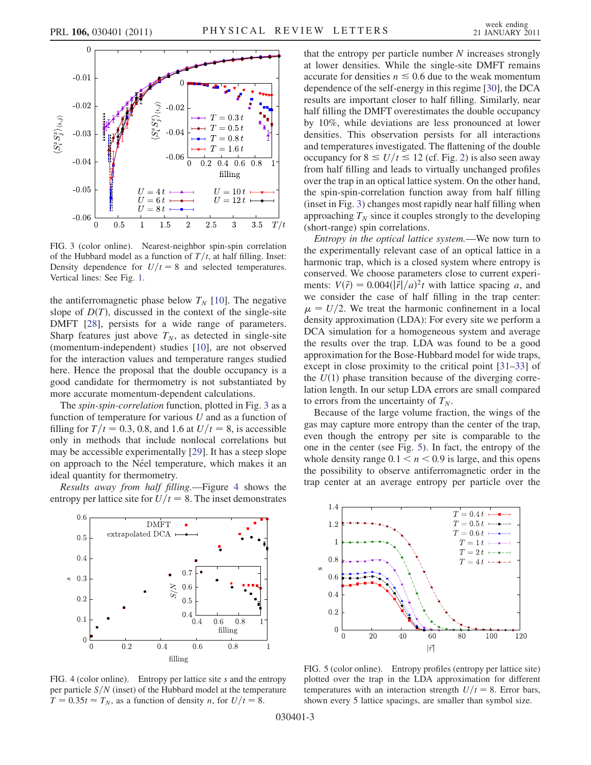FIG. 3 (color online). Nearest-neighbor spin-spin correlation of the Hubbard model as a function of $T/t$, at half filling. Inset: Density dependence for $U/t = 8$ and selected temperatures. Vertical lines: See Fig. 1.

the antiferromagnetic phase below $T_N$ [10]. The negative slope of $D(T)$, discussed in the context of the single-site DMFT [28], persists for a wide range of parameters. Sharp features just above $T_N$, as detected in single-site (momentum-independent) studies [10], are not observed for the interaction values and temperature ranges studied here. Hence the proposal that the double occupancy is a good candidate for thermometry is not substantiated by more accurate momentum-dependent calculations.

The *spin-spin-correlation* function, plotted in Fig. 3 as a function of temperature for various $U$ and as a function of filling for $T/t = 0.3$, 0.8, and 1.6 at $U/t = 8$, is accessible only in methods that include nonlocal correlations but may be accessible experimentally [29]. It has a steep slope on approach to the Néel temperature, which makes it an ideal quantity for thermometry.

*Results away from half filling.*—Figure 4 shows the entropy per lattice site for $U/t = 8$. The inset demonstrates that the entropy per particle number $N$ increases strongly at lower densities. While the single-site DMFT remains accurate for densities $n \lesssim 0.6$ due to the weak momentum dependence of the self-energy in this regime [30], the DCA results are important closer to half filling. Similarly, near half filling the DMFT overestimates the double occupancy by 10%, while deviations are less pronounced at lower densities. This observation persists for all interactions and temperatures investigated. The flattening of the double occupancy for $8 \leq U/t \leq 12$ (cf. Fig. 2) is also seen away from half filling and leads to virtually unchanged profiles over the trap in an optical lattice system. On the other hand, the spin-spin-correlation function away from half filling (inset in Fig. 3) changes most rapidly near half filling when approaching $T_N$ since it couples strongly to the developing (short-range) spin correlations.

*Entropy in the optical lattice system.*—We now turn to the experimentally relevant case of an optical lattice in a harmonic trap, which is a closed system where entropy is conserved. We choose parameters close to current experiments: $V(\vec{r}) = 0.004(|\vec{r}|/a)^2 t$ with lattice spacing $a$, and we consider the case of half filling in the trap center: $\mu = U/2$. We treat the harmonic confinement in a local density approximation (LDA): For every site we perform a DCA simulation for a homogeneous system and average the results over the trap. LDA was found to be a good approximation for the Bose-Hubbard model for wide traps, except in close proximity to the critical point [31–33] of the $U(1)$ phase transition because of the diverging correlation length. In our setup LDA errors are small compared to errors from the uncertainty of $T_N$.

Because of the large volume fraction, the wings of the gas may capture more entropy than the center of the trap, even though the entropy per site is comparable to the one in the center (see Fig. 5). In fact, the entropy of the whole density range $0.1 < n < 0.9$ is large, and this opens the possibility to observe antiferromagnetic order in the trap center at an average entropy per particle over the

FIG. 4 (color online). Entropy per lattice site $s$ and the entropy per particle $S/N$ (inset) of the Hubbard model at the temperature $T = 0.35t \approx T_N$, as a function of density $n$, for $U/t = 8$.

FIG. 5 (color online). Entropy profiles (entropy per lattice site) plotted over the trap in the LDA approximation for different temperatures with an interaction strength $U/t = 8$. Error bars, shown every 5 lattice spacings, are smaller than symbol size.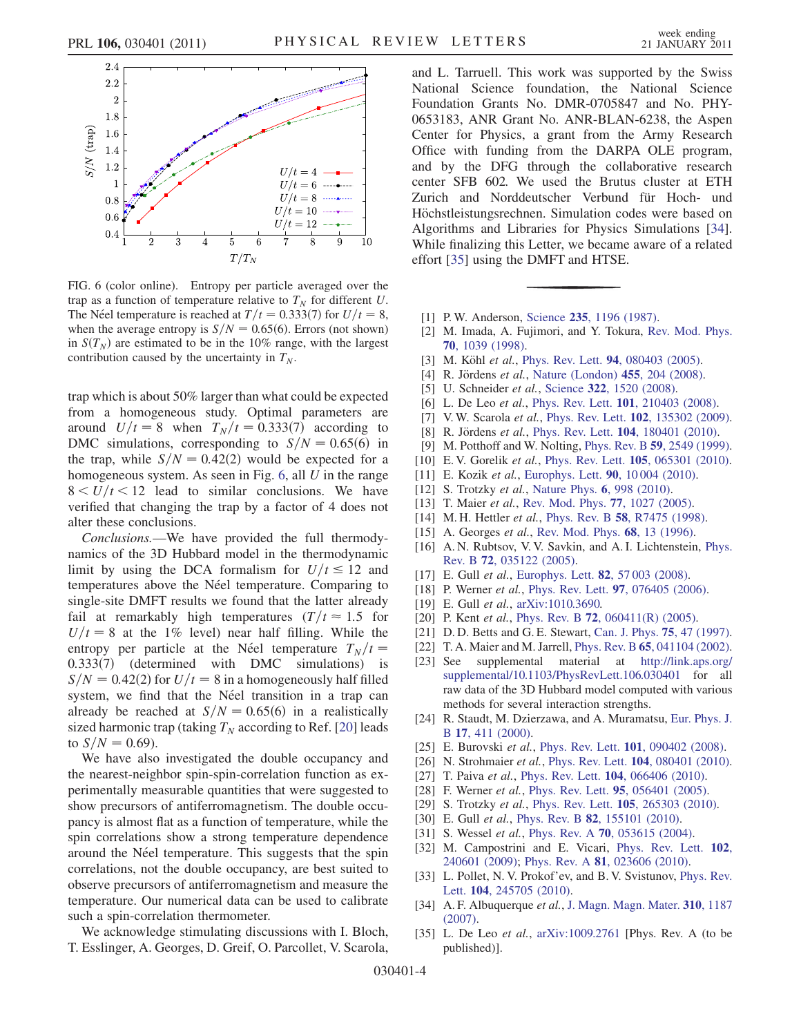2.4
2.2
2
1.8
1.6
1.4
1.2
1
0.8
0.6
0.4

$S/N$ (trap)

1 2 3 4 5 6 7 8 9 10

$T/T_N$

$U/t = 4$
$U/t = 6$
$U/t = 8$
$U/t = 10$
$U/t = 12$

FIG. 6 (color online). Entropy per particle averaged over the trap as a function of temperature relative to $T_N$ for different $U$. The Néel temperature is reached at $T/t = 0.333(7)$ for $U/t = 8$, when the average entropy is $S/N = 0.65(6)$. Errors (not shown) in $S(T_N)$ are estimated to be in the 10% range, with the largest contribution caused by the uncertainty in $T_N$.

trap which is about 50% larger than what could be expected from a homogeneous study. Optimal parameters are around $U/t = 8$ when $T_N/t = 0.333(7)$ according to DMC simulations, corresponding to $S/N = 0.65(6)$ in the trap, while $S/N = 0.42(2)$ would be expected for a homogeneous system. As seen in Fig. 6, all $U$ in the range $8 < U/t < 12$ lead to similar conclusions. We have verified that changing the trap by a factor of 4 does not alter these conclusions.

*Conclusions.*—We have provided the full thermodynamics of the 3D Hubbard model in the thermodynamic limit by using the DCA formalism for $U/t \leq 12$ and temperatures above the Néel temperature. Comparing to single-site DMFT results we found that the latter already fail at remarkably high temperatures ($T/t \approx 1.5$ for $U/t = 8$ at the 1% level) near half filling. While the entropy per particle at the Néel temperature $T_N/t = 0.333(7)$ (determined with DMC simulations) is $S/N = 0.42(2)$ for $U/t = 8$ in a homogeneously half filled system, we find that the Néel transition in a trap can already be reached at $S/N = 0.65(6)$ in a realistically sized harmonic trap (taking $T_N$ according to Ref. [20] leads to $S/N = 0.69$).

We have also investigated the double occupancy and the nearest-neighbor spin-spin-correlation function as experimentally measurable quantities that were suggested to show precursors of antiferromagnetism. The double occupancy is almost flat as a function of temperature, while the spin correlations show a strong temperature dependence around the Néel temperature. This suggests that the spin correlations, not the double occupancy, are best suited to observe precursors of antiferromagnetism and measure the temperature. Our numerical data can be used to calibrate such a spin-correlation thermometer.

We acknowledge stimulating discussions with I. Bloch, T. Esslinger, A. Georges, D. Greif, O. Parcollet, V. Scarola, and L. Tarruell. This work was supported by the Swiss National Science foundation, the National Science Foundation Grants No. DMR-0705847 and No. PHY-0653183, ANR Grant No. ANR-BLAN-6238, the Aspen Center for Physics, a grant from the Army Research Office with funding from the DARPA OLE program, and by the DFG through the collaborative research center SFB 602. We used the Brutus cluster at ETH Zurich and Norddeutscher Verbund für Hoch- und Höchstleistungsrechnen. Simulation codes were based on Algorithms and Libraries for Physics Simulations [34]. While finalizing this Letter, we became aware of a related effort [35] using the DMFT and HTSE.

[1] P. W. Anderson, Science **235**, 1196 (1987).
[2] M. Imada, A. Fujimori, and Y. Tokura, Rev. Mod. Phys. **70**, 1039 (1998).
[3] M. Köhl *et al.*, Phys. Rev. Lett. **94**, 080403 (2005).
[4] R. Jördens *et al.*, Nature (London) **455**, 204 (2008).
[5] U. Schneider *et al.*, Science **322**, 1520 (2008).
[6] L. De Leo *et al.*, Phys. Rev. Lett. **101**, 210403 (2008).
[7] V. W. Scarola *et al.*, Phys. Rev. Lett. **102**, 135302 (2009).
[8] R. Jördens *et al.*, Phys. Rev. Lett. **104**, 180401 (2010).
[9] M. Potthoff and W. Nolting, Phys. Rev. B **59**, 2549 (1999).
[10] E. V. Gorelik *et al.*, Phys. Rev. Lett. **105**, 065301 (2010).
[11] E. Kozik *et al.*, Europhys. Lett. **90**, 10004 (2010).
[12] S. Trotzky *et al.*, Nature Phys. **6**, 998 (2010).
[13] T. Maier *et al.*, Rev. Mod. Phys. **77**, 1027 (2005).
[14] M. H. Hettler *et al.*, Phys. Rev. B **58**, R7475 (1998).
[15] A. Georges *et al.*, Rev. Mod. Phys. **68**, 13 (1996).
[16] A. N. Rubtsov, V. V. Savkin, and A. I. Lichtenstein, Phys. Rev. B **72**, 035122 (2005).
[17] E. Gull *et al.*, Europhys. Lett. **82**, 57003 (2008).
[18] P. Werner *et al.*, Phys. Rev. Lett. **97**, 076405 (2006).
[19] E. Gull *et al.*, arXiv:1010.3690.
[20] P. Kent *et al.*, Phys. Rev. B **72**, 060411(R) (2005).
[21] D. D. Betts and G. E. Stewart, Can. J. Phys. **75**, 47 (1997).
[22] T. A. Maier and M. Jarrell, Phys. Rev. B **65**, 041104 (2002).
[23] See supplemental material at http://link.aps.org/supplemental/10.1103/PhysRevLett.106.030401 for all raw data of the 3D Hubbard model computed with various methods for several interaction strengths.
[24] R. Staudt, M. Dzierzawa, and A. Muramatsu, Eur. Phys. J. B **17**, 411 (2000).
[25] E. Burovski *et al.*, Phys. Rev. Lett. **101**, 090402 (2008).
[26] N. Strohmaier *et al.*, Phys. Rev. Lett. **104**, 080401 (2010).
[27] T. Paiva *et al.*, Phys. Rev. Lett. **104**, 066406 (2010).
[28] F. Werner *et al.*, Phys. Rev. Lett. **95**, 056401 (2005).
[29] S. Trotzky *et al.*, Phys. Rev. Lett. **105**, 265303 (2010).
[30] E. Gull *et al.*, Phys. Rev. B **82**, 155101 (2010).
[31] S. Wessel *et al.*, Phys. Rev. A **70**, 053615 (2004).
[32] M. Campostrini and E. Vicari, Phys. Rev. Lett. **102**, 240601 (2009); Phys. Rev. A **81**, 023606 (2010).
[33] L. Pollet, N. V. Prokof'ev, and B. V. Svistunov, Phys. Rev. Lett. **104**, 245705 (2010).
[34] A. F. Albuquerque *et al.*, J. Magn. Magn. Mater. **310**, 1187 (2007).
[35] L. De Leo *et al.*, arXiv:1009.2761 [Phys. Rev. A (to be published)].